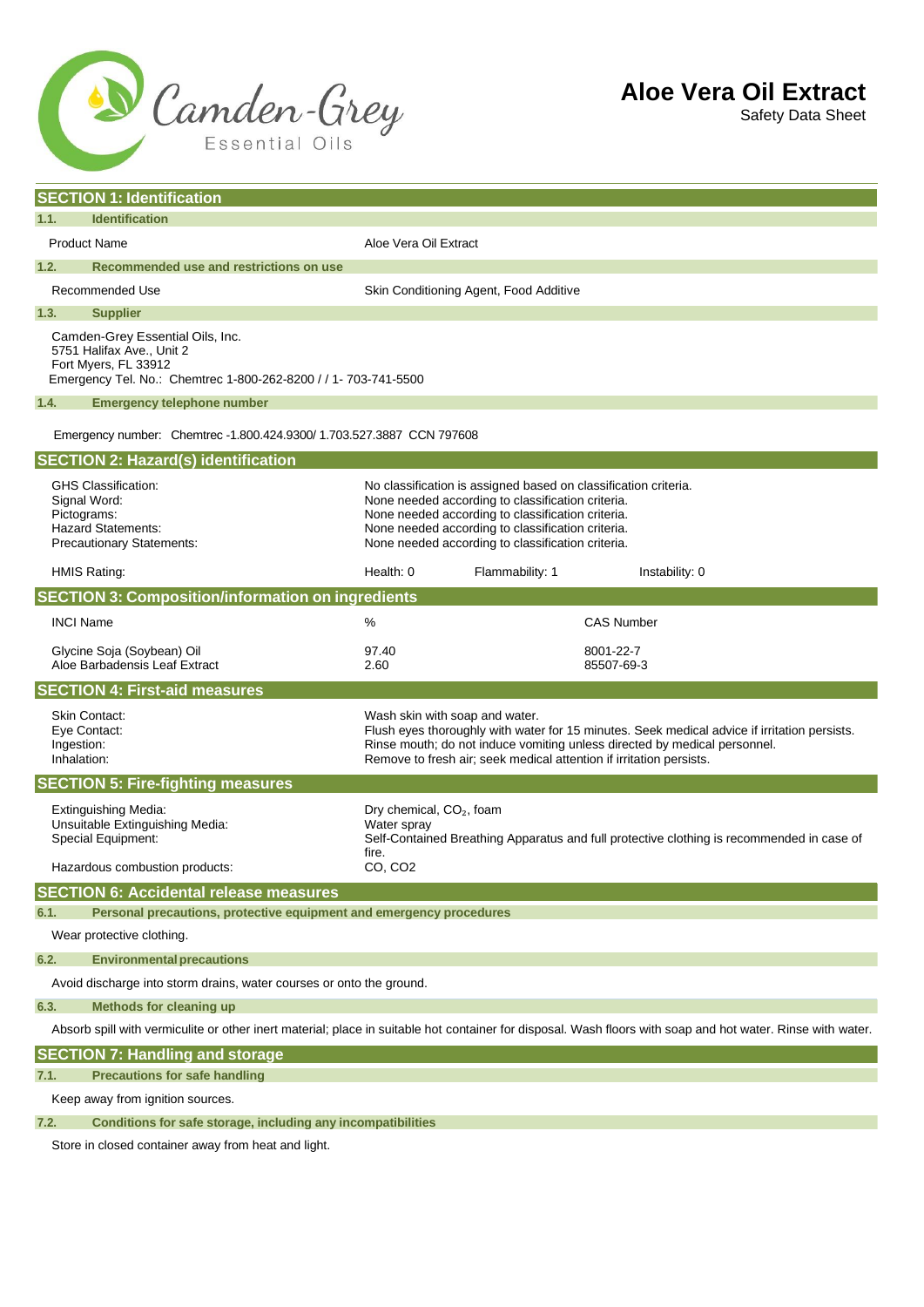Camden-Grey Essential Oils

# Aloe Vera Oil Extract

Safety Data Sheet

## SECTION 1: Identification

### 1.1. Identification

| | |
|---|---|
| Product Name | Aloe Vera Oil Extract |

### 1.2. Recommended use and restrictions on use

| | |
|---|---|
| Recommended Use | Skin Conditioning Agent, Food Additive |

### 1.3. Supplier

Camden-Grey Essential Oils, Inc.
5751 Halifax Ave., Unit 2
Fort Myers, FL 33912
Emergency Tel. No.: Chemtrec 1-800-262-8200 / / 1- 703-741-5500

### 1.4. Emergency telephone number

Emergency number: Chemtrec -1.800.424.9300/ 1.703.527.3887 CCN 797608

## SECTION 2: Hazard(s) identification

| | |
|---|---|
| GHS Classification: | No classification is assigned based on classification criteria. |
| Signal Word: | None needed according to classification criteria. |
| Pictograms: | None needed according to classification criteria. |
| Hazard Statements: | None needed according to classification criteria. |
| Precautionary Statements: | None needed according to classification criteria. |

| | | | |
|---|---|---|---|
| HMIS Rating: | Health: 0 | Flammability: 1 | Instability: 0 |

## SECTION 3: Composition/information on ingredients

| INCI Name | % | CAS Number |
|---|---|---|
| Glycine Soja (Soybean) Oil | 97.40 | 8001-22-7 |
| Aloe Barbadensis Leaf Extract | 2.60 | 85507-69-3 |

## SECTION 4: First-aid measures

| | |
|---|---|
| Skin Contact: | Wash skin with soap and water. |
| Eye Contact: | Flush eyes thoroughly with water for 15 minutes. Seek medical advice if irritation persists. |
| Ingestion: | Rinse mouth; do not induce vomiting unless directed by medical personnel. |
| Inhalation: | Remove to fresh air; seek medical attention if irritation persists. |

## SECTION 5: Fire-fighting measures

| | |
|---|---|
| Extinguishing Media: | Dry chemical, $CO_2$, foam |
| Unsuitable Extinguishing Media: | Water spray |
| Special Equipment: | Self-Contained Breathing Apparatus and full protective clothing is recommended in case of fire. |
| Hazardous combustion products: | CO, $CO_2$ |

## SECTION 6: Accidental release measures

### 6.1. Personal precautions, protective equipment and emergency procedures

Wear protective clothing.

### 6.2. Environmental precautions

Avoid discharge into storm drains, water courses or onto the ground.

### 6.3. Methods for cleaning up

Absorb spill with vermiculite or other inert material; place in suitable hot container for disposal. Wash floors with soap and hot water. Rinse with water.

## SECTION 7: Handling and storage

### 7.1. Precautions for safe handling

Keep away from ignition sources.

### 7.2. Conditions for safe storage, including any incompatibilities

Store in closed container away from heat and light.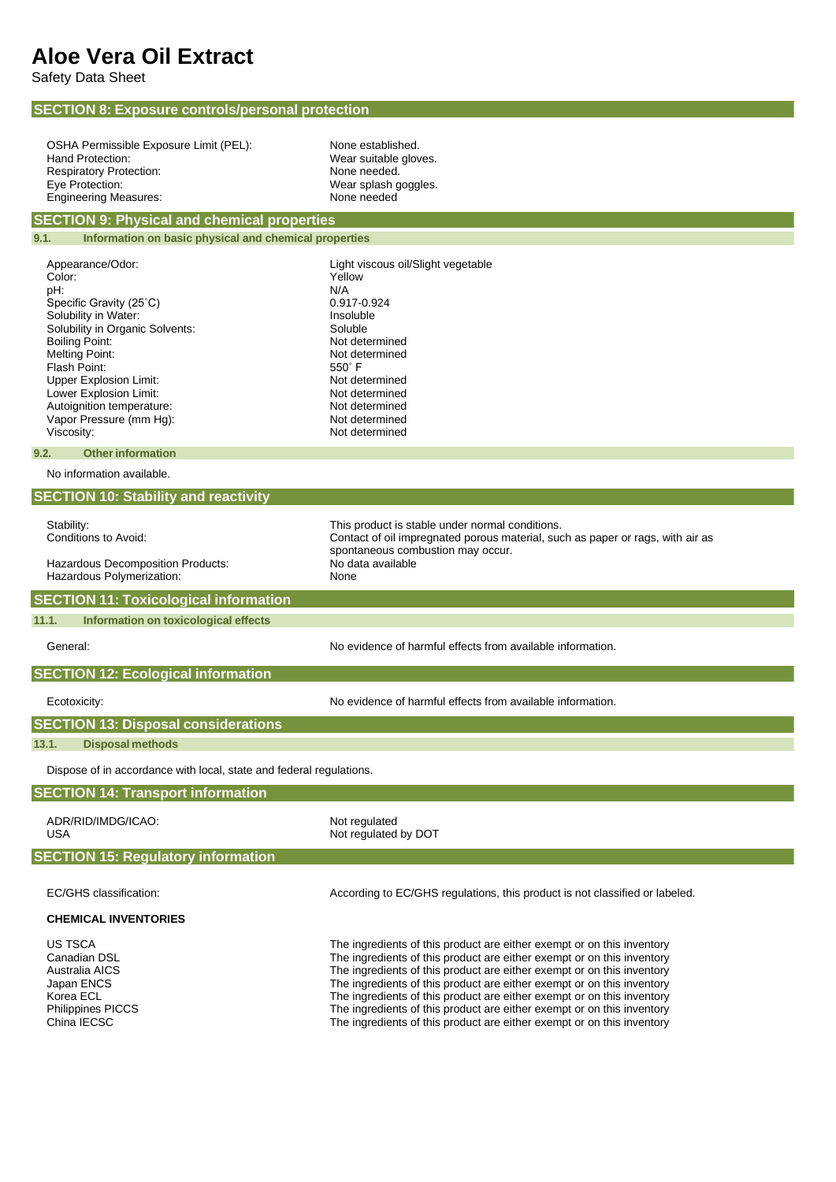# Aloe Vera Oil Extract

Safety Data Sheet

## SECTION 8: Exposure controls/personal protection

| | |
|---|---|
| OSHA Permissible Exposure Limit (PEL): | None established. |
| Hand Protection: | Wear suitable gloves. |
| Respiratory Protection: | None needed. |
| Eye Protection: | Wear splash goggles. |
| Engineering Measures: | None needed |

## SECTION 9: Physical and chemical properties

### 9.1. Information on basic physical and chemical properties

| | |
|---|---|
| Appearance/Odor: | Light viscous oil/Slight vegetable |
| Color: | Yellow |
| pH: | N/A |
| Specific Gravity (25˚C) | 0.917-0.924 |
| Solubility in Water: | Insoluble |
| Solubility in Organic Solvents: | Soluble |
| Boiling Point: | Not determined |
| Melting Point: | Not determined |
| Flash Point: | 550˚ F |
| Upper Explosion Limit: | Not determined |
| Lower Explosion Limit: | Not determined |
| Autoignition temperature: | Not determined |
| Vapor Pressure (mm Hg): | Not determined |
| Viscosity: | Not determined |

### 9.2. Other information

No information available.

## SECTION 10: Stability and reactivity

| | |
|---|---|
| Stability: | This product is stable under normal conditions. |
| Conditions to Avoid: | Contact of oil impregnated porous material, such as paper or rags, with air as spontaneous combustion may occur. |
| Hazardous Decomposition Products: | No data available |
| Hazardous Polymerization: | None |

## SECTION 11: Toxicological information

### 11.1. Information on toxicological effects

| | |
|---|---|
| General: | No evidence of harmful effects from available information. |

## SECTION 12: Ecological information

| | |
|---|---|
| Ecotoxicity: | No evidence of harmful effects from available information. |

## SECTION 13: Disposal considerations

### 13.1. Disposal methods

Dispose of in accordance with local, state and federal regulations.

## SECTION 14: Transport information

| | |
|---|---|
| ADR/RID/IMDG/ICAO: | Not regulated |
| USA | Not regulated by DOT |

## SECTION 15: Regulatory information

| | |
|---|---|
| EC/GHS classification: | According to EC/GHS regulations, this product is not classified or labeled. |

**CHEMICAL INVENTORIES**

| | |
|---|---|
| US TSCA | The ingredients of this product are either exempt or on this inventory |
| Canadian DSL | The ingredients of this product are either exempt or on this inventory |
| Australia AICS | The ingredients of this product are either exempt or on this inventory |
| Japan ENCS | The ingredients of this product are either exempt or on this inventory |
| Korea ECL | The ingredients of this product are either exempt or on this inventory |
| Philippines PICCS | The ingredients of this product are either exempt or on this inventory |
| China IECSC | The ingredients of this product are either exempt or on this inventory |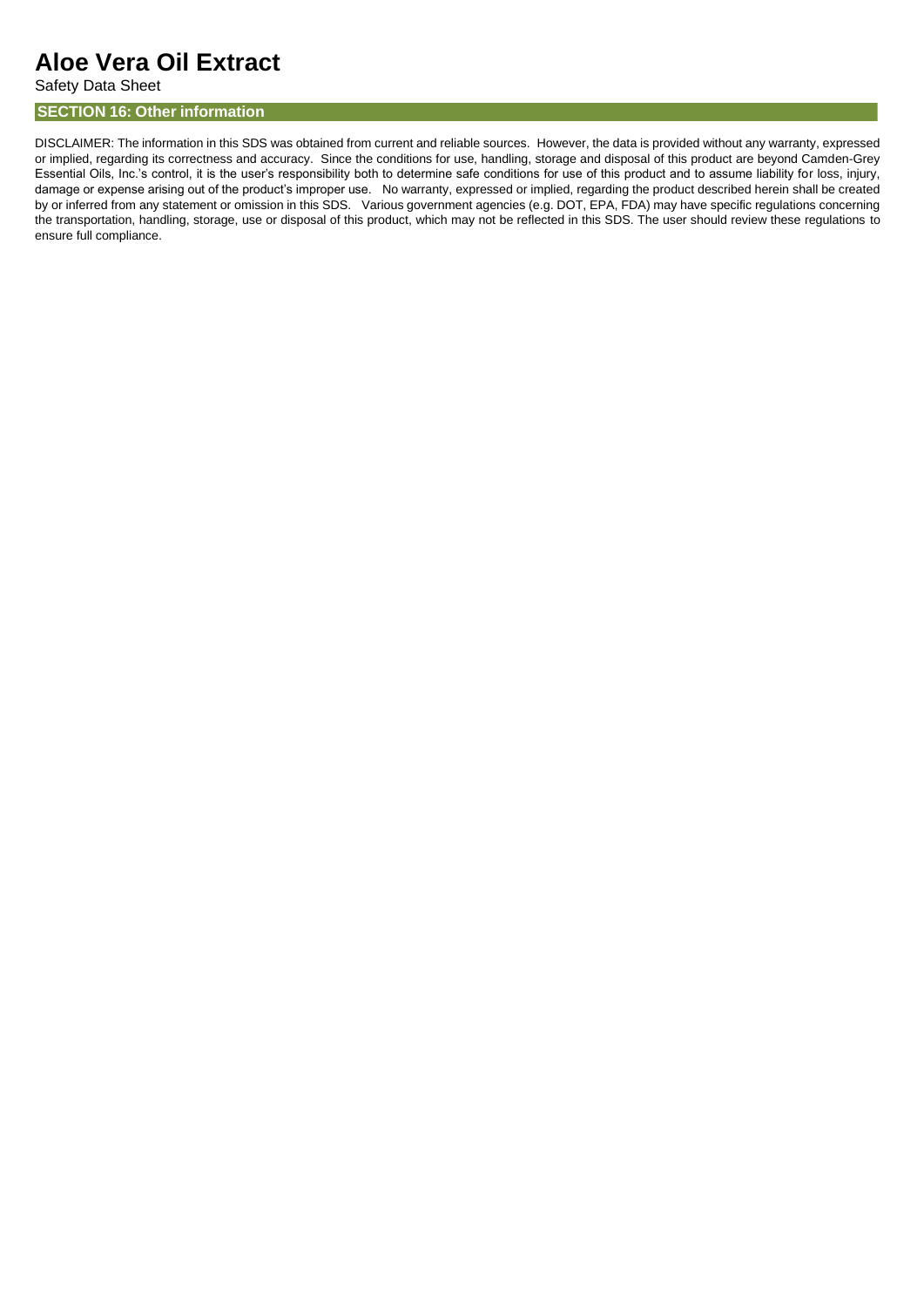# Aloe Vera Oil Extract

Safety Data Sheet

## SECTION 16: Other information

DISCLAIMER: The information in this SDS was obtained from current and reliable sources. However, the data is provided without any warranty, expressed or implied, regarding its correctness and accuracy. Since the conditions for use, handling, storage and disposal of this product are beyond Camden-Grey Essential Oils, Inc.'s control, it is the user's responsibility both to determine safe conditions for use of this product and to assume liability for loss, injury, damage or expense arising out of the product's improper use. No warranty, expressed or implied, regarding the product described herein shall be created by or inferred from any statement or omission in this SDS. Various government agencies (e.g. DOT, EPA, FDA) may have specific regulations concerning the transportation, handling, storage, use or disposal of this product, which may not be reflected in this SDS. The user should review these regulations to ensure full compliance.